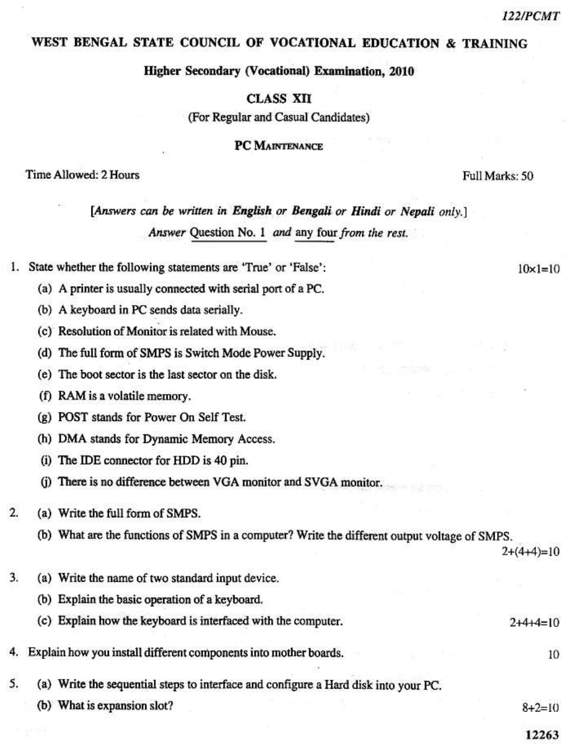122/PCMT

# WEST BENGAL STATE COUNCIL OF VOCATIONAL EDUCATION & TRAINING

## Higher Secondary (Vocational) Examination, 2010

### CLASS XII

(For Regular and Casual Candidates)

### PC Maintenance

Time Allowed: 2 Hours — Full Marks: 50

*[Answers can be written in **English** or **Bengali** or **Hindi** or **Nepali** only.]*

*Answer* Question No. 1 *and* any four *from the rest.*

1. State whether the following statements are 'True' or 'False': — 10×1=10

   (a) A printer is usually connected with serial port of a PC.

   (b) A keyboard in PC sends data serially.

   (c) Resolution of Monitor is related with Mouse.

   (d) The full form of SMPS is Switch Mode Power Supply.

   (e) The boot sector is the last sector on the disk.

   (f) RAM is a volatile memory.

   (g) POST stands for Power On Self Test.

   (h) DMA stands for Dynamic Memory Access.

   (i) The IDE connector for HDD is 40 pin.

   (j) There is no difference between VGA monitor and SVGA monitor.

2. (a) Write the full form of SMPS.

   (b) What are the functions of SMPS in a computer? Write the different output voltage of SMPS.

   2+(4+4)=10

3. (a) Write the name of two standard input device.

   (b) Explain the basic operation of a keyboard.

   (c) Explain how the keyboard is interfaced with the computer. — 2+4+4=10

4. Explain how you install different components into mother boards. — 10

5. (a) Write the sequential steps to interface and configure a Hard disk into your PC.

   (b) What is expansion slot? — 8+2=10

12263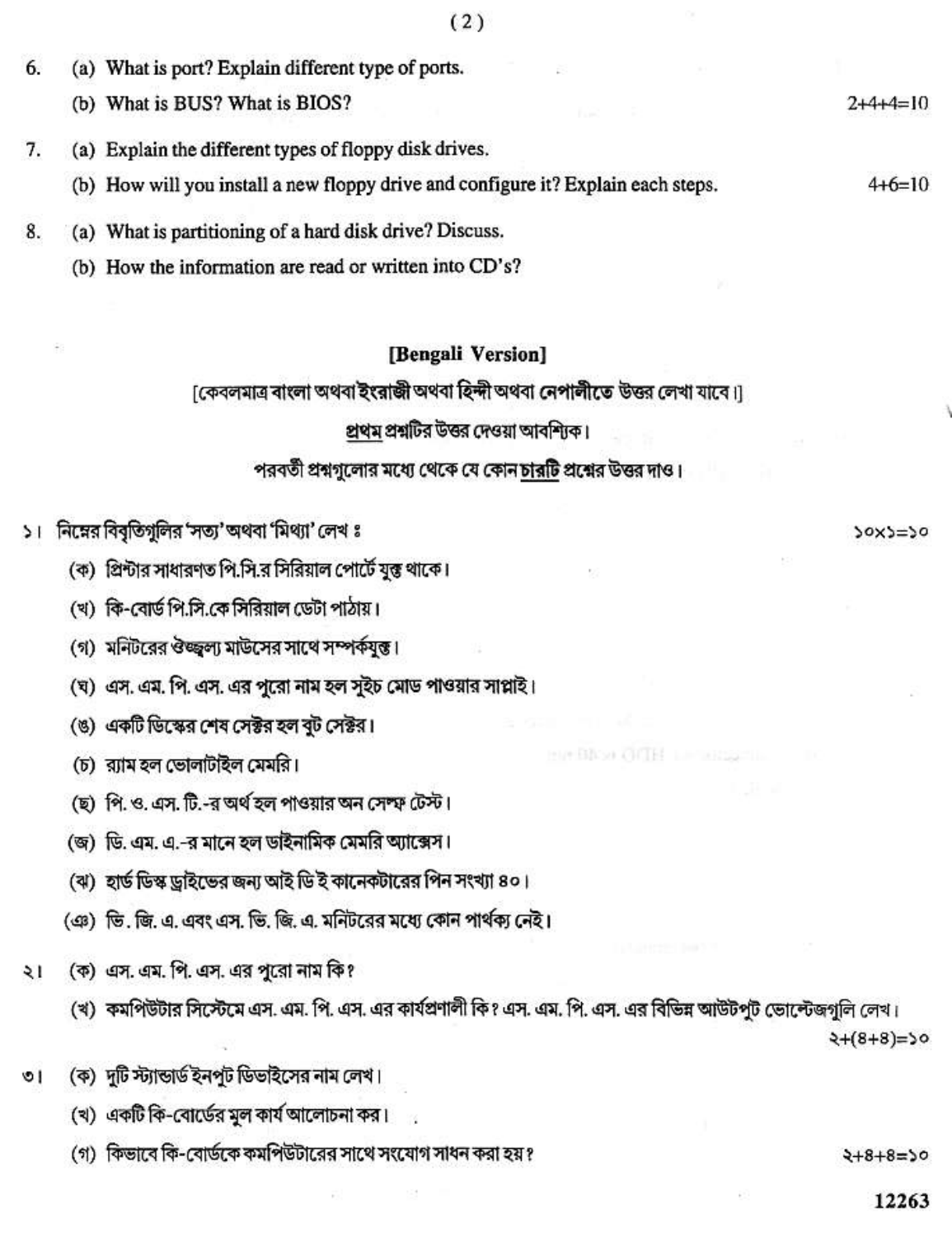6. (a) What is port? Explain different type of ports.

   (b) What is BUS? What is BIOS? 2+4+4=10

7. (a) Explain the different types of floppy disk drives.

   (b) How will you install a new floppy drive and configure it? Explain each steps. 4+6=10

8. (a) What is partitioning of a hard disk drive? Discuss.

   (b) How the information are read or written into CD's?

## [Bengali Version]

[কেবলমাত্র বাংলা অথবা ইংরাজী অথবা হিন্দী অথবা নেপালীতে উত্তর লেখা যাবে।]

প্রথম প্রশ্নটির উত্তর দেওয়া আবশ্যিক।

পরবর্তী প্রশ্নগুলোর মধ্যে থেকে যে কোন চারটি প্রশ্নের উত্তর দাও।

১। নিম্নের বিবৃতিগুলির 'সত্য' অথবা 'মিথ্যা' লেখ ঃ ১০×১=১০

(ক) প্রিন্টার সাধারণত পি.সি.র সিরিয়াল পোর্টে যুক্ত থাকে।

(খ) কি-বোর্ড পি.সি.কে সিরিয়াল ডেটা পাঠায়।

(গ) মনিটরের ঔজ্জ্বল্য মাউসের সাথে সম্পর্কযুক্ত।

(ঘ) এস. এম. পি. এস. এর পুরো নাম হল সুইচ মোড পাওয়ার সাপ্লাই।

(ঙ) একটি ডিস্কের শেষ সেক্টর হল বুট সেক্টর।

(চ) র‍্যাম হল ভোলাটাইল মেমরি।

(ছ) পি. ও. এস. টি.-র অর্থ হল পাওয়ার অন সেল্ফ টেস্ট।

(জ) ডি. এম. এ.-র মানে হল ডাইনামিক মেমরি অ্যাক্সেস।

(ঝ) হার্ড ডিস্ক ড্রাইভের জন্য আই ডি ই কানেকটারের পিন সংখ্যা ৪০।

(ঞ) ভি. জি. এ. এবং এস. ভি. জি. এ. মনিটরের মধ্যে কোন পার্থক্য নেই।

২। (ক) এস. এম. পি. এস. এর পুরো নাম কি?

(খ) কমপিউটার সিস্টেমে এস. এম. পি. এস. এর কার্যপ্রণালী কি? এস. এম. পি. এস. এর বিভিন্ন আউটপুট ভোল্টেজগুলি লেখ। ২+(৪+৪)=১০

৩। (ক) দুটি স্ট্যান্ডার্ড ইনপুট ডিভাইসের নাম লেখ।

(খ) একটি কি-বোর্ডের মুল কার্য আলোচনা কর।

(গ) কিভাবে কি-বোর্ডকে কমপিউটারের সাথে সংযোগ সাধন করা হয়? ২+৪+৪=১০

12263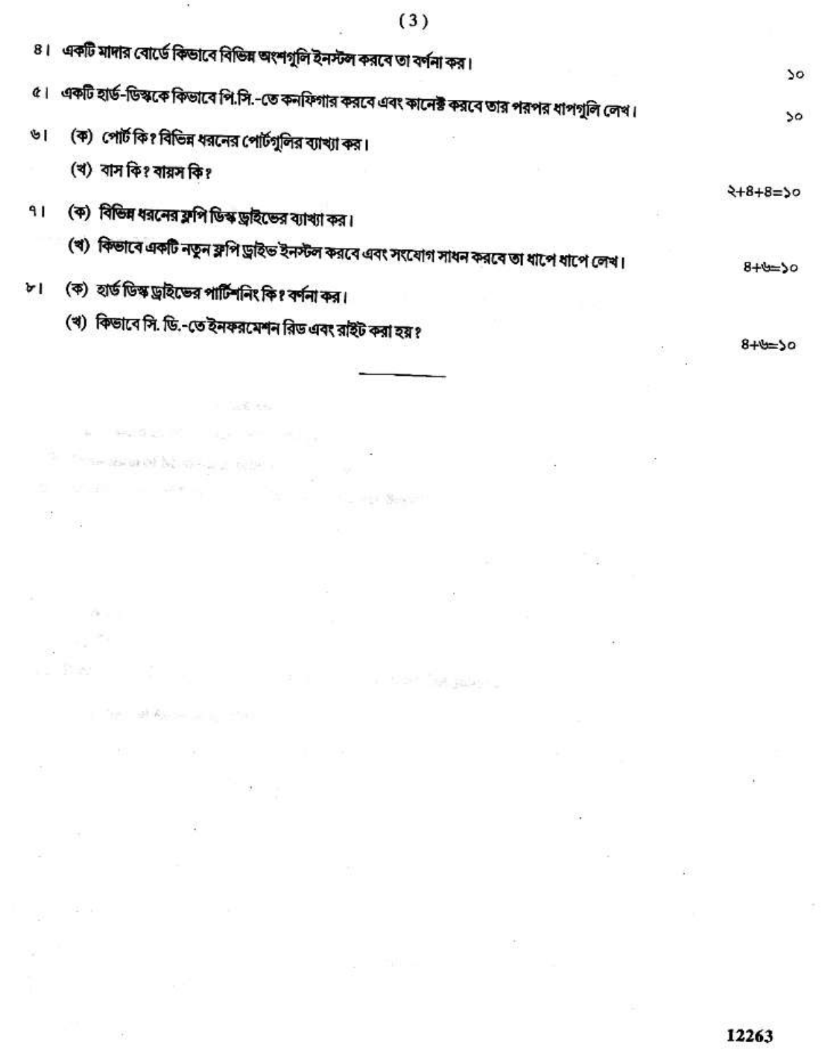৪। একটি মাদার বোর্ডে কিভাবে বিভিন্ন অংশগুলি ইনস্টল করবে তা বর্ণনা কর। ১০

৫। একটি হার্ড-ডিস্ককে কিভাবে পি.সি.-তে কনফিগার করবে এবং কানেক্ট করবে তার পরপর ধাপগুলি লেখ। ১০

৬। (ক) পোর্ট কি? বিভিন্ন ধরনের পোর্টগুলির ব্যাখ্যা কর।

(খ) বাস কি? বায়স কি?

২+৪+৪=১০

৭। (ক) বিভিন্ন ধরনের ফ্লপি ডিস্ক ড্রাইভের ব্যাখ্যা কর।

(খ) কিভাবে একটি নতুন ফ্লপি ড্রাইভ ইনস্টল করবে এবং সংযোগ সাধন করবে তা ধাপে ধাপে লেখ।

৪+৬=১০

৮। (ক) হার্ড ডিস্ক ড্রাইভের পার্টিশনিং কি? বর্ণনা কর।

(খ) কিভাবে সি. ডি.-তে ইনফরমেশন রিড এবং রাইট করা হয়?

৪+৬=১০

---

12263